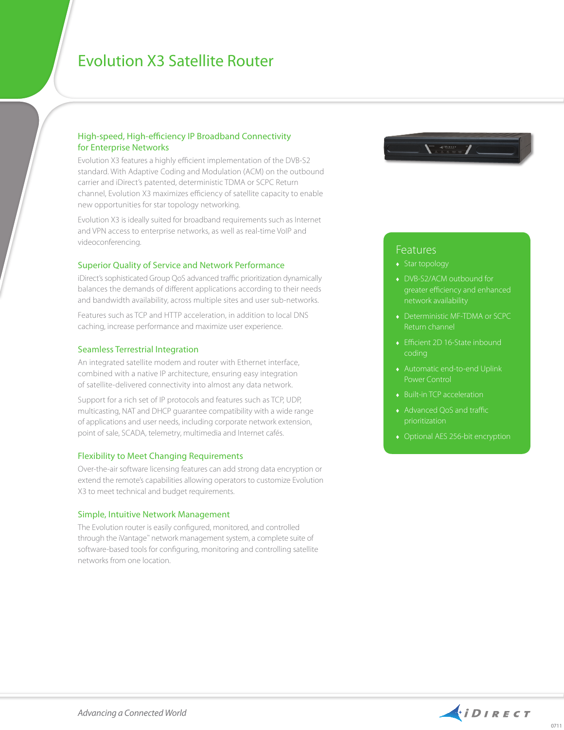# Evolution X3 Satellite Router

## High-speed, High-efficiency IP Broadband Connectivity for Enterprise Networks

Evolution X3 features a highly efficient implementation of the DVB-S2 standard. With Adaptive Coding and Modulation (ACM) on the outbound carrier and iDirect's patented, deterministic TDMA or SCPC Return channel, Evolution X3 maximizes efficiency of satellite capacity to enable new opportunities for star topology networking.

Evolution X3 is ideally suited for broadband requirements such as Internet and VPN access to enterprise networks, as well as real-time VoIP and videoconferencing.

## Superior Quality of Service and Network Performance

iDirect's sophisticated Group QoS advanced traffic prioritization dynamically balances the demands of different applications according to their needs and bandwidth availability, across multiple sites and user sub-networks.

Features such as TCP and HTTP acceleration, in addition to local DNS caching, increase performance and maximize user experience.

## Seamless Terrestrial Integration

An integrated satellite modem and router with Ethernet interface, combined with a native IP architecture, ensuring easy integration of satellite-delivered connectivity into almost any data network.

Support for a rich set of IP protocols and features such as TCP, UDP, multicasting, NAT and DHCP guarantee compatibility with a wide range of applications and user needs, including corporate network extension, point of sale, SCADA, telemetry, multimedia and Internet cafés.

## Flexibility to Meet Changing Requirements

Over-the-air software licensing features can add strong data encryption or extend the remote's capabilities allowing operators to customize Evolution X3 to meet technical and budget requirements.

## Simple, Intuitive Network Management

The Evolution router is easily configured, monitored, and controlled through the iVantage™ network management system, a complete suite of software-based tools for configuring, monitoring and controlling satellite networks from one location.

## Features

- Star topology
- DVB-S2/ACM outbound for greater efficiency and enhanced network availability
- Deterministic MF-TDMA or SCPC Return channel
- Efficient 2D 16-State inbound coding
- Automatic end-to-end Uplink Power Control
- Built-in TCP acceleration
- Advanced QoS and traffic prioritization
- Optional AES 256-bit encryption

*Advancing a Connected World*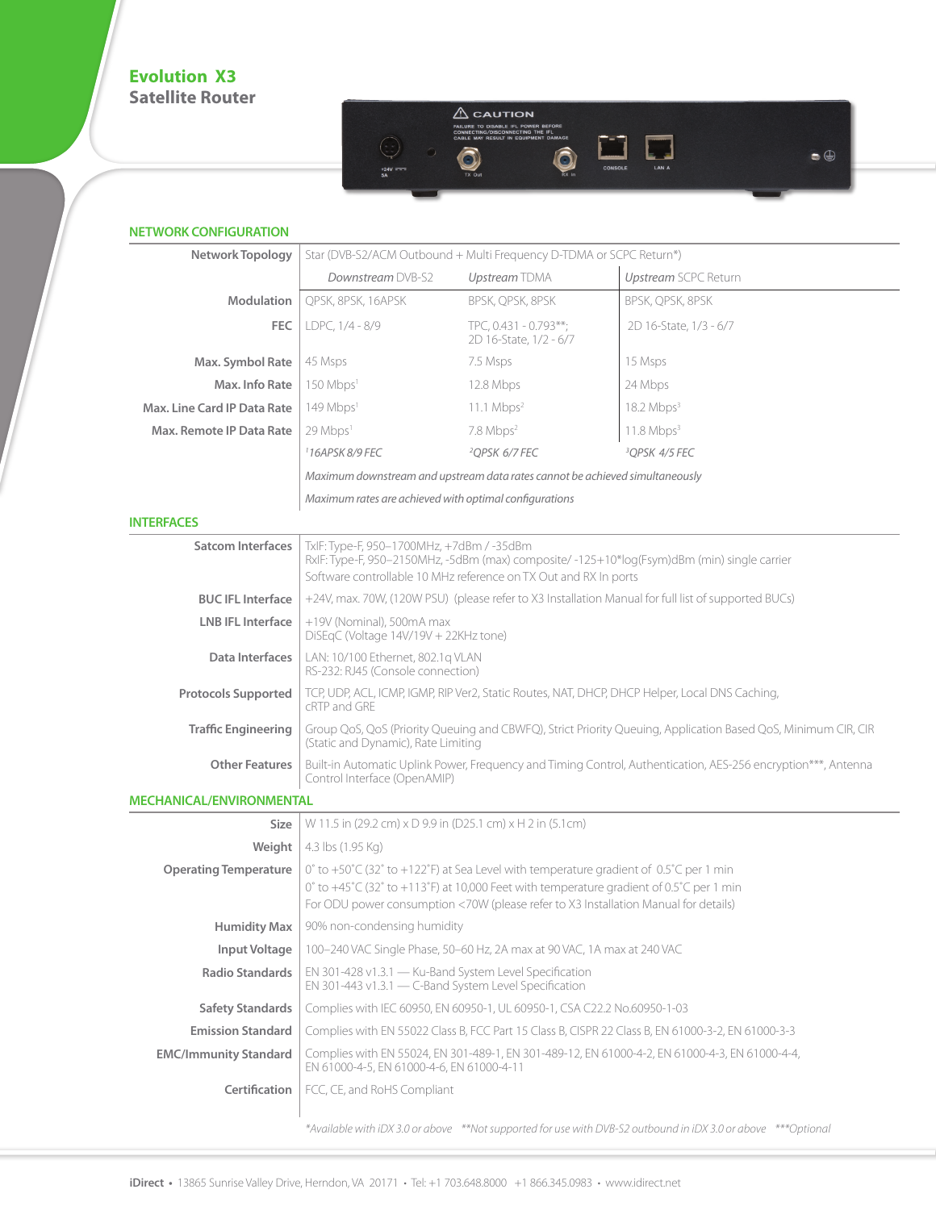# Evolution X3

## Satellite Router

### NETWORK CONFIGURATION

| | | | |
|---|---|---|---|
| **Network Topology** | Star (DVB-S2/ACM Outbound + Multi Frequency D-TDMA or SCPC Return*) | | |
| | *Downstream* DVB-S2 | *Upstream* TDMA | *Upstream* SCPC Return |
| **Modulation** | QPSK, 8PSK, 16APSK | BPSK, QPSK, 8PSK | BPSK, QPSK, 8PSK |
| **FEC** | LDPC, 1/4 - 8/9 | TPC, 0.431 - 0.793**; 2D 16-State, 1/2 - 6/7 | 2D 16-State, 1/3 - 6/7 |
| **Max. Symbol Rate** | 45 Msps | 7.5 Msps | 15 Msps |
| **Max. Info Rate** | 150 Mbps[1] | 12.8 Mbps | 24 Mbps |
| **Max. Line Card IP Data Rate** | 149 Mbps[1] | 11.1 Mbps[2] | 18.2 Mbps[3] |
| **Max. Remote IP Data Rate** | 29 Mbps[1] | 7.8 Mbps[2] | 11.8 Mbps[3] |
| | *[1]16APSK 8/9 FEC* | *[2]QPSK 6/7 FEC* | *[3]QPSK 4/5 FEC* |
| | *Maximum downstream and upstream data rates cannot be achieved simultaneously* | | |
| | *Maximum rates are achieved with optimal configurations* | | |

### INTERFACES

| | |
|---|---|
| **Satcom Interfaces** | TxIF: Type-F, 950–1700MHz, +7dBm / -35dBm<br>RxIF: Type-F, 950–2150MHz, -5dBm (max) composite/ -125+10*log(Fsym)dBm (min) single carrier<br>Software controllable 10 MHz reference on TX Out and RX In ports |
| **BUC IFL Interface** | +24V, max. 70W, (120W PSU) (please refer to X3 Installation Manual for full list of supported BUCs) |
| **LNB IFL Interface** | +19V (Nominal), 500mA max<br>DiSEqC (Voltage 14V/19V + 22KHz tone) |
| **Data Interfaces** | LAN: 10/100 Ethernet, 802.1q VLAN<br>RS-232: RJ45 (Console connection) |
| **Protocols Supported** | TCP, UDP, ACL, ICMP, IGMP, RIP Ver2, Static Routes, NAT, DHCP, DHCP Helper, Local DNS Caching, cRTP and GRE |
| **Traffic Engineering** | Group QoS, QoS (Priority Queuing and CBWFQ), Strict Priority Queuing, Application Based QoS, Minimum CIR, CIR (Static and Dynamic), Rate Limiting |
| **Other Features** | Built-in Automatic Uplink Power, Frequency and Timing Control, Authentication, AES-256 encryption***, Antenna Control Interface (OpenAMIP) |

### MECHANICAL/ENVIRONMENTAL

| | |
|---|---|
| **Size** | W 11.5 in (29.2 cm) x D 9.9 in (D25.1 cm) x H 2 in (5.1cm) |
| **Weight** | 4.3 lbs (1.95 Kg) |
| **Operating Temperature** | 0° to +50°C (32° to +122°F) at Sea Level with temperature gradient of 0.5°C per 1 min<br>0° to +45°C (32° to +113°F) at 10,000 Feet with temperature gradient of 0.5°C per 1 min<br>For ODU power consumption <70W (please refer to X3 Installation Manual for details) |
| **Humidity Max** | 90% non-condensing humidity |
| **Input Voltage** | 100–240 VAC Single Phase, 50–60 Hz, 2A max at 90 VAC, 1A max at 240 VAC |
| **Radio Standards** | EN 301-428 v1.3.1 — Ku-Band System Level Specification<br>EN 301-443 v1.3.1 — C-Band System Level Specification |
| **Safety Standards** | Complies with IEC 60950, EN 60950-1, UL 60950-1, CSA C22.2 No.60950-1-03 |
| **Emission Standard** | Complies with EN 55022 Class B, FCC Part 15 Class B, CISPR 22 Class B, EN 61000-3-2, EN 61000-3-3 |
| **EMC/Immunity Standard** | Complies with EN 55024, EN 301-489-1, EN 301-489-12, EN 61000-4-2, EN 61000-4-3, EN 61000-4-4, EN 61000-4-5, EN 61000-4-6, EN 61000-4-11 |
| **Certification** | FCC, CE, and RoHS Compliant |

*\*Available with iDX 3.0 or above \*\*Not supported for use with DVB-S2 outbound in iDX 3.0 or above \*\*\*Optional*

**iDirect** • 13865 Sunrise Valley Drive, Herndon, VA 20171 • Tel: +1 703.648.8000 +1 866.345.0983 • www.idirect.net